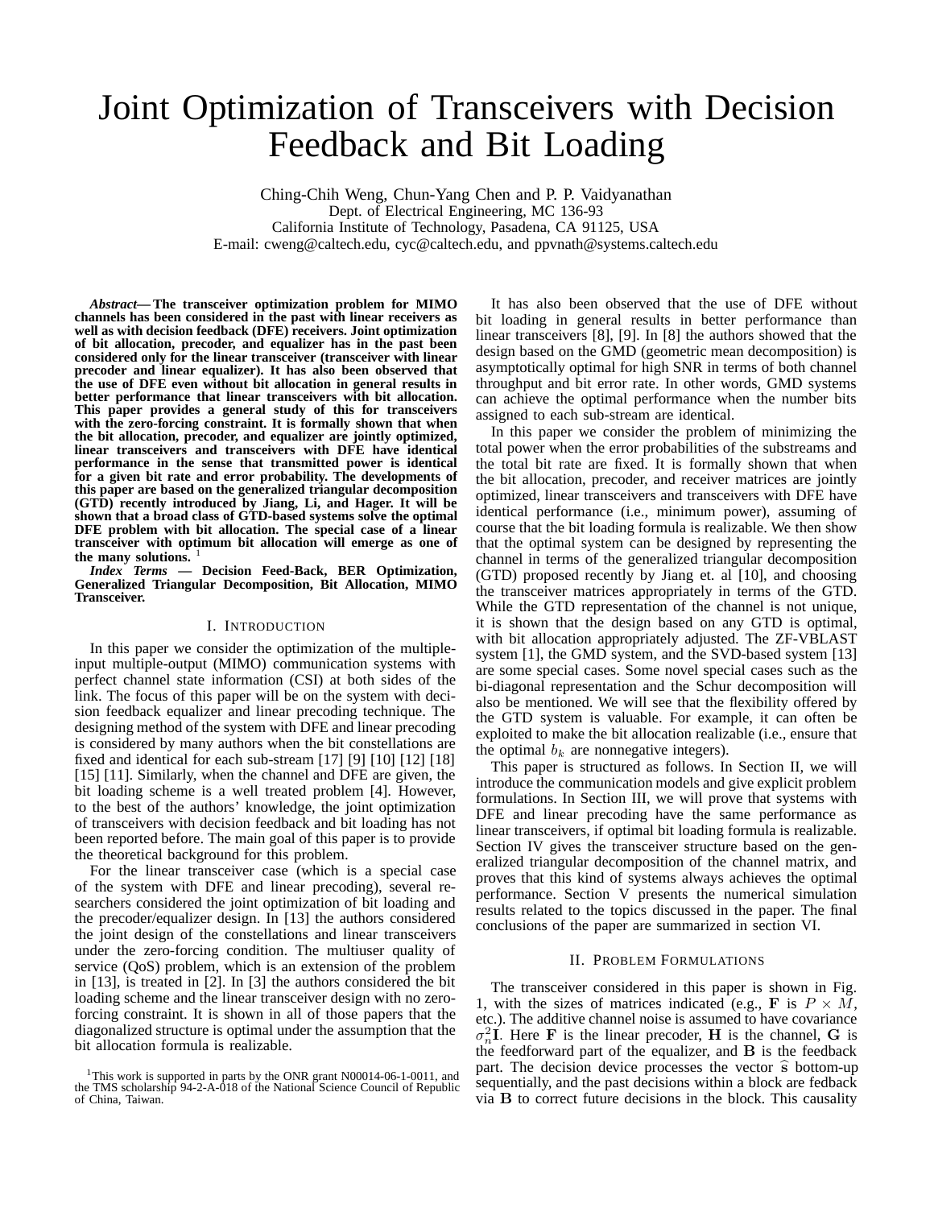# Joint Optimization of Transceivers with Decision Feedback and Bit Loading

Ching-Chih Weng, Chun-Yang Chen and P. P. Vaidyanathan
Dept. of Electrical Engineering, MC 136-93
California Institute of Technology, Pasadena, CA 91125, USA
E-mail: cweng@caltech.edu, cyc@caltech.edu, and ppvnath@systems.caltech.edu

***Abstract*— The transceiver optimization problem for MIMO channels has been considered in the past with linear receivers as well as with decision feedback (DFE) receivers. Joint optimization of bit allocation, precoder, and equalizer has in the past been considered only for the linear transceiver (transceiver with linear precoder and linear equalizer). It has also been observed that the use of DFE even without bit allocation in general results in better performance that linear transceivers with bit allocation. This paper provides a general study of this for transceivers with the zero-forcing constraint. It is formally shown that when the bit allocation, precoder, and equalizer are jointly optimized, linear transceivers and transceivers with DFE have identical performance in the sense that transmitted power is identical for a given bit rate and error probability. The developments of this paper are based on the generalized triangular decomposition (GTD) recently introduced by Jiang, Li, and Hager. It will be shown that a broad class of GTD-based systems solve the optimal DFE problem with bit allocation. The special case of a linear transceiver with optimum bit allocation will emerge as one of the many solutions.** [1]

***Index Terms* — Decision Feed-Back, BER Optimization, Generalized Triangular Decomposition, Bit Allocation, MIMO Transceiver.**

## I. Introduction

In this paper we consider the optimization of the multiple-input multiple-output (MIMO) communication systems with perfect channel state information (CSI) at both sides of the link. The focus of this paper will be on the system with decision feedback equalizer and linear precoding technique. The designing method of the system with DFE and linear precoding is considered by many authors when the bit constellations are fixed and identical for each sub-stream [17] [9] [10] [12] [18] [15] [11]. Similarly, when the channel and DFE are given, the bit loading scheme is a well treated problem [4]. However, to the best of the authors' knowledge, the joint optimization of transceivers with decision feedback and bit loading has not been reported before. The main goal of this paper is to provide the theoretical background for this problem.

For the linear transceiver case (which is a special case of the system with DFE and linear precoding), several researchers considered the joint optimization of bit loading and the precoder/equalizer design. In [13] the authors considered the joint design of the constellations and linear transceivers under the zero-forcing condition. The multiuser quality of service (QoS) problem, which is an extension of the problem in [13], is treated in [2]. In [3] the authors considered the bit loading scheme and the linear transceiver design with no zero-forcing constraint. It is shown in all of those papers that the diagonalized structure is optimal under the assumption that the bit allocation formula is realizable.

It has also been observed that the use of DFE without bit loading in general results in better performance than linear transceivers [8], [9]. In [8] the authors showed that the design based on the GMD (geometric mean decomposition) is asymptotically optimal for high SNR in terms of both channel throughput and bit error rate. In other words, GMD systems can achieve the optimal performance when the number bits assigned to each sub-stream are identical.

In this paper we consider the problem of minimizing the total power when the error probabilities of the substreams and the total bit rate are fixed. It is formally shown that when the bit allocation, precoder, and receiver matrices are jointly optimized, linear transceivers and transceivers with DFE have identical performance (i.e., minimum power), assuming of course that the bit loading formula is realizable. We then show that the optimal system can be designed by representing the channel in terms of the generalized triangular decomposition (GTD) proposed recently by Jiang et. al [10], and choosing the transceiver matrices appropriately in terms of the GTD. While the GTD representation of the channel is not unique, it is shown that the design based on any GTD is optimal, with bit allocation appropriately adjusted. The ZF-VBLAST system [1], the GMD system, and the SVD-based system [13] are some special cases. Some novel special cases such as the bi-diagonal representation and the Schur decomposition will also be mentioned. We will see that the flexibility offered by the GTD system is valuable. For example, it can often be exploited to make the bit allocation realizable (i.e., ensure that the optimal $b_k$ are nonnegative integers).

This paper is structured as follows. In Section II, we will introduce the communication models and give explicit problem formulations. In Section III, we will prove that systems with DFE and linear precoding have the same performance as linear transceivers, if optimal bit loading formula is realizable. Section IV gives the transceiver structure based on the generalized triangular decomposition of the channel matrix, and proves that this kind of systems always achieves the optimal performance. Section V presents the numerical simulation results related to the topics discussed in the paper. The final conclusions of the paper are summarized in section VI.

## II. Problem Formulations

The transceiver considered in this paper is shown in Fig. 1, with the sizes of matrices indicated (e.g., $\mathbf{F}$ is $P \times M$, etc.). The additive channel noise is assumed to have covariance $\sigma_n^2 \mathbf{I}$. Here $\mathbf{F}$ is the linear precoder, $\mathbf{H}$ is the channel, $\mathbf{G}$ is the feedforward part of the equalizer, and $\mathbf{B}$ is the feedback part. The decision device processes the vector $\widehat{\mathbf{s}}$ bottom-up sequentially, and the past decisions within a block are fedback via $\mathbf{B}$ to correct future decisions in the block. This causality

[1] This work is supported in parts by the ONR grant N00014-06-1-0011, and the TMS scholarship 94-2-A-018 of the National Science Council of Republic of China, Taiwan.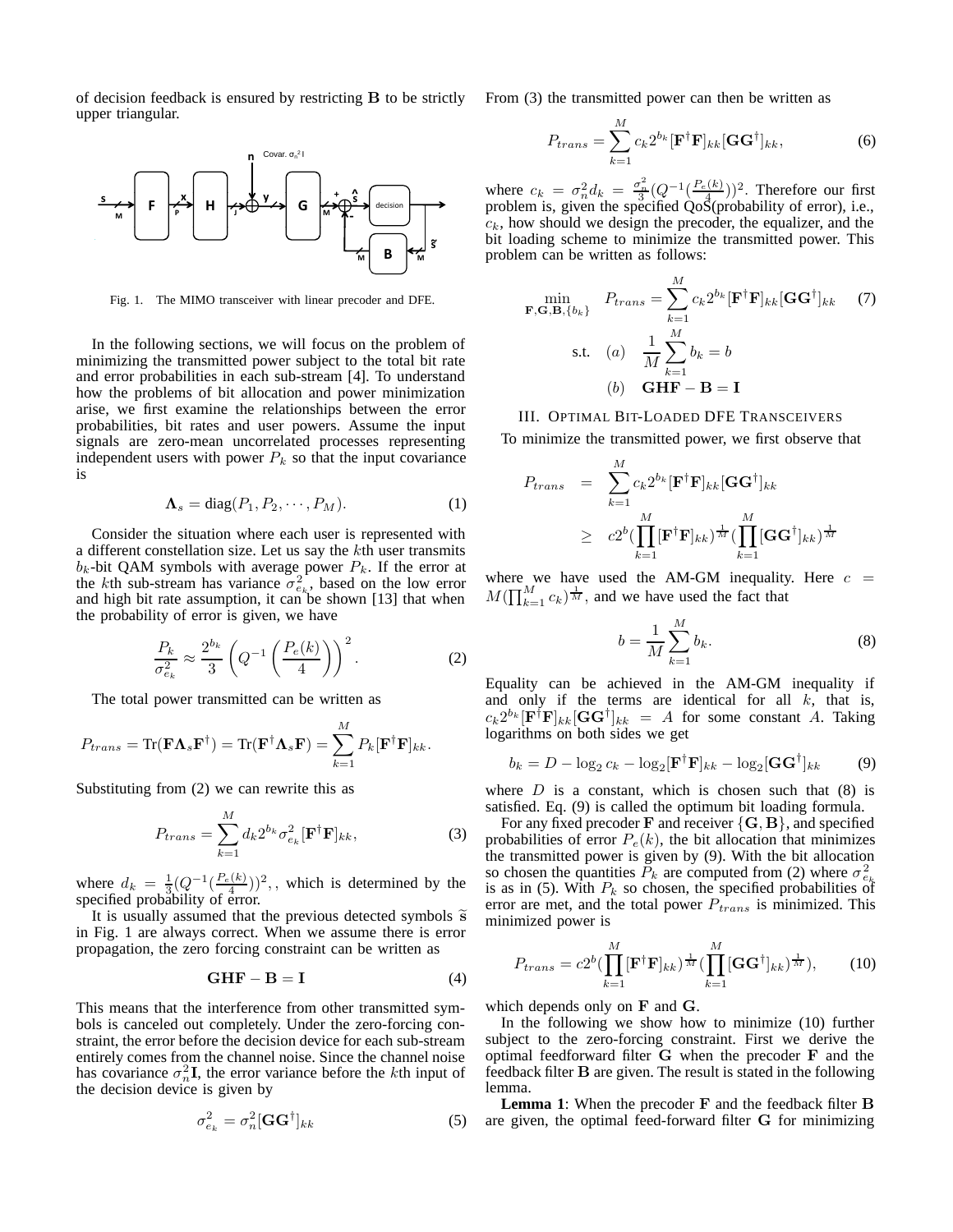of decision feedback is ensured by restricting $\mathbf{B}$ to be strictly upper triangular.

Fig. 1. The MIMO transceiver with linear precoder and DFE.

In the following sections, we will focus on the problem of minimizing the transmitted power subject to the total bit rate and error probabilities in each sub-stream [4]. To understand how the problems of bit allocation and power minimization arise, we first examine the relationships between the error probabilities, bit rates and user powers. Assume the input signals are zero-mean uncorrelated processes representing independent users with power $P_k$ so that the input covariance is

$$\mathbf{\Lambda}_s = \text{diag}(P_1, P_2, \cdots, P_M). \tag{1}$$

Consider the situation where each user is represented with a different constellation size. Let us say the $k$th user transmits $b_k$-bit QAM symbols with average power $P_k$. If the error at the $k$th sub-stream has variance $\sigma_{e_k}^2$, based on the low error and high bit rate assumption, it can be shown [13] that when the probability of error is given, we have

$$\frac{P_k}{\sigma_{e_k}^2} \approx \frac{2^{b_k}}{3}\left(Q^{-1}\left(\frac{P_e(k)}{4}\right)\right)^2. \tag{2}$$

The total power transmitted can be written as

$$P_{trans} = \text{Tr}(\mathbf{F}\mathbf{\Lambda}_s\mathbf{F}^\dagger) = \text{Tr}(\mathbf{F}^\dagger\mathbf{\Lambda}_s\mathbf{F}) = \sum_{k=1}^{M} P_k[\mathbf{F}^\dagger\mathbf{F}]_{kk}.$$

Substituting from (2) we can rewrite this as

$$P_{trans} = \sum_{k=1}^{M} d_k 2^{b_k}\sigma_{e_k}^2[\mathbf{F}^\dagger\mathbf{F}]_{kk}, \tag{3}$$

where $d_k = \frac{1}{3}(Q^{-1}(\frac{P_e(k)}{4}))^2$, , which is determined by the specified probability of error.

It is usually assumed that the previous detected symbols $\widetilde{\mathbf{s}}$ in Fig. 1 are always correct. When we assume there is error propagation, the zero forcing constraint can be written as

$$\mathbf{GHF} - \mathbf{B} = \mathbf{I} \tag{4}$$

This means that the interference from other transmitted symbols is canceled out completely. Under the zero-forcing constraint, the error before the decision device for each sub-stream entirely comes from the channel noise. Since the channel noise has covariance $\sigma_n^2\mathbf{I}$, the error variance before the $k$th input of the decision device is given by

$$\sigma_{e_k}^2 = \sigma_n^2[\mathbf{G}\mathbf{G}^\dagger]_{kk} \tag{5}$$

From (3) the transmitted power can then be written as

$$P_{trans} = \sum_{k=1}^{M} c_k 2^{b_k}[\mathbf{F}^\dagger\mathbf{F}]_{kk}[\mathbf{G}\mathbf{G}^\dagger]_{kk}, \tag{6}$$

where $c_k = \sigma_n^2 d_k = \frac{\sigma_n^2}{3}(Q^{-1}(\frac{P_e(k)}{4}))^2$. Therefore our first problem is, given the specified QoS(probability of error), i.e., $c_k$, how should we design the precoder, the equalizer, and the bit loading scheme to minimize the transmitted power. This problem can be written as follows:

$$\min_{\mathbf{F},\mathbf{G},\mathbf{B},\{b_k\}} \quad P_{trans} = \sum_{k=1}^{M} c_k 2^{b_k}[\mathbf{F}^\dagger\mathbf{F}]_{kk}[\mathbf{G}\mathbf{G}^\dagger]_{kk} \tag{7}$$
$$\text{s.t.} \quad (a) \quad \frac{1}{M}\sum_{k=1}^{M} b_k = b$$
$$(b) \quad \mathbf{GHF} - \mathbf{B} = \mathbf{I}$$

## III. Optimal Bit-Loaded DFE Transceivers

To minimize the transmitted power, we first observe that

$$\begin{aligned} P_{trans} &= \sum_{k=1}^{M} c_k 2^{b_k}[\mathbf{F}^\dagger\mathbf{F}]_{kk}[\mathbf{G}\mathbf{G}^\dagger]_{kk} \\ &\geq c2^b(\prod_{k=1}^{M}[\mathbf{F}^\dagger\mathbf{F}]_{kk})^{\frac{1}{M}}(\prod_{k=1}^{M}[\mathbf{G}\mathbf{G}^\dagger]_{kk})^{\frac{1}{M}} \end{aligned}$$

where we have used the AM-GM inequality. Here $c = M(\prod_{k=1}^{M} c_k)^{\frac{1}{M}}$, and we have used the fact that

$$b = \frac{1}{M}\sum_{k=1}^{M} b_k. \tag{8}$$

Equality can be achieved in the AM-GM inequality if and only if the terms are identical for all $k$, that is, $c_k 2^{b_k}[\mathbf{F}^\dagger\mathbf{F}]_{kk}[\mathbf{G}\mathbf{G}^\dagger]_{kk} = A$ for some constant $A$. Taking logarithms on both sides we get

$$b_k = D - \log_2 c_k - \log_2[\mathbf{F}^\dagger\mathbf{F}]_{kk} - \log_2[\mathbf{G}\mathbf{G}^\dagger]_{kk} \tag{9}$$

where $D$ is a constant, which is chosen such that (8) is satisfied. Eq. (9) is called the optimum bit loading formula.

For any fixed precoder $\mathbf{F}$ and receiver $\{\mathbf{G}, \mathbf{B}\}$, and specified probabilities of error $P_e(k)$, the bit allocation that minimizes the transmitted power is given by (9). With the bit allocation so chosen the quantities $P_k$ are computed from (2) where $\sigma_{e_k}^2$ is as in (5). With $P_k$ so chosen, the specified probabilities of error are met, and the total power $P_{trans}$ is minimized. This minimized power is

$$P_{trans} = c2^b(\prod_{k=1}^{M}[\mathbf{F}^\dagger\mathbf{F}]_{kk})^{\frac{1}{M}}(\prod_{k=1}^{M}[\mathbf{G}\mathbf{G}^\dagger]_{kk})^{\frac{1}{M}}), \tag{10}$$

which depends only on $\mathbf{F}$ and $\mathbf{G}$.

In the following we show how to minimize (10) further subject to the zero-forcing constraint. First we derive the optimal feedforward filter $\mathbf{G}$ when the precoder $\mathbf{F}$ and the feedback filter $\mathbf{B}$ are given. The result is stated in the following lemma.

**Lemma 1**: When the precoder $\mathbf{F}$ and the feedback filter $\mathbf{B}$ are given, the optimal feed-forward filter $\mathbf{G}$ for minimizing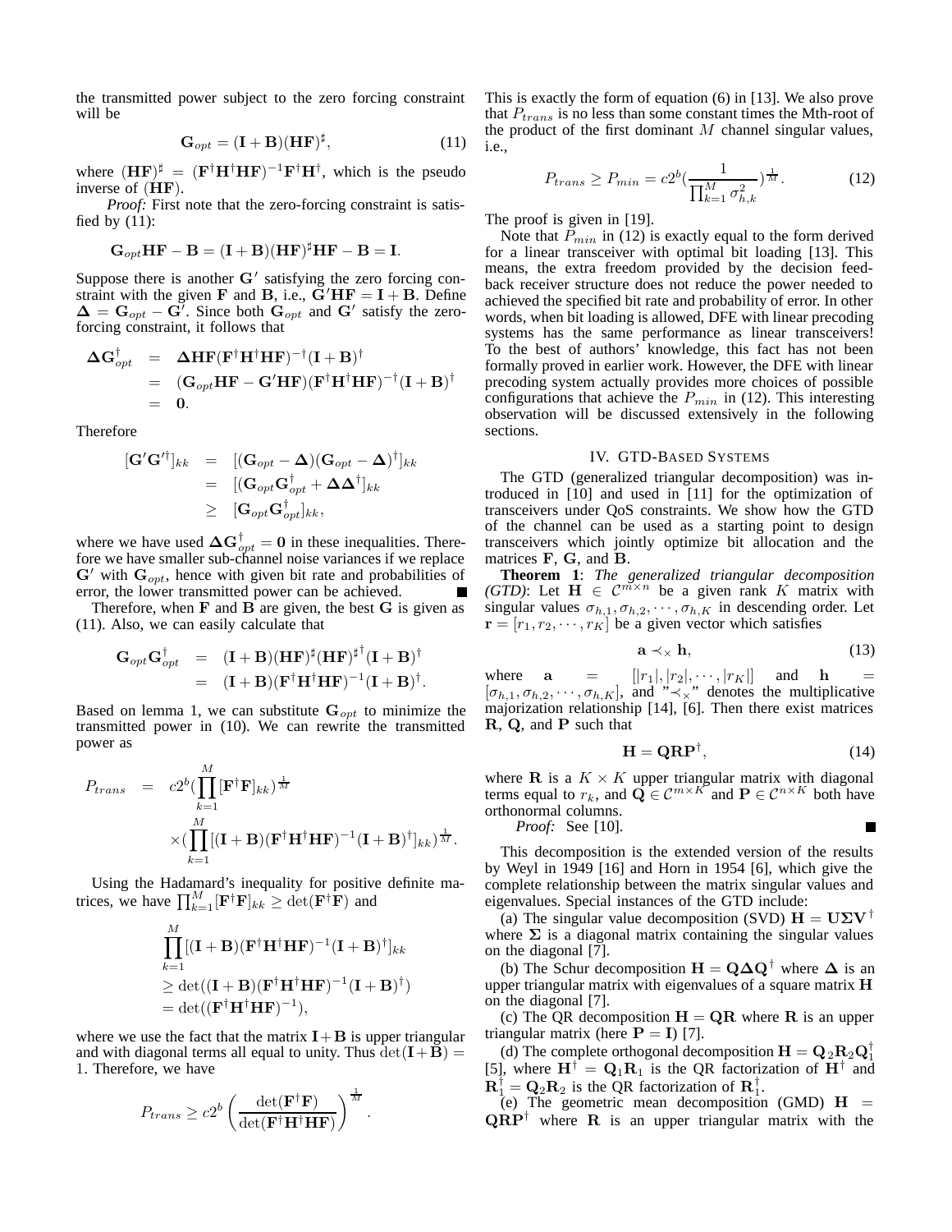the transmitted power subject to the zero forcing constraint will be

$$\mathbf{G}_{opt} = (\mathbf{I} + \mathbf{B})(\mathbf{HF})^{\sharp}, \tag{11}$$

where $(\mathbf{HF})^{\sharp} = (\mathbf{F}^{\dagger}\mathbf{H}^{\dagger}\mathbf{HF})^{-1}\mathbf{F}^{\dagger}\mathbf{H}^{\dagger}$, which is the pseudo inverse of $(\mathbf{HF})$.

*Proof:* First note that the zero-forcing constraint is satisfied by (11):

$$\mathbf{G}_{opt}\mathbf{HF} - \mathbf{B} = (\mathbf{I} + \mathbf{B})(\mathbf{HF})^{\sharp}\mathbf{HF} - \mathbf{B} = \mathbf{I}.$$

Suppose there is another $\mathbf{G}'$ satisfying the zero forcing constraint with the given $\mathbf{F}$ and $\mathbf{B}$, i.e., $\mathbf{G}'\mathbf{HF} = \mathbf{I} + \mathbf{B}$. Define $\mathbf{\Delta} = \mathbf{G}_{opt} - \mathbf{G}'$. Since both $\mathbf{G}_{opt}$ and $\mathbf{G}'$ satisfy the zero-forcing constraint, it follows that

$$\begin{aligned}
\mathbf{\Delta}\mathbf{G}_{opt}^{\dagger} &= \mathbf{\Delta}\mathbf{HF}(\mathbf{F}^{\dagger}\mathbf{H}^{\dagger}\mathbf{HF})^{-\dagger}(\mathbf{I} + \mathbf{B})^{\dagger} \\
&= (\mathbf{G}_{opt}\mathbf{HF} - \mathbf{G}'\mathbf{HF})(\mathbf{F}^{\dagger}\mathbf{H}^{\dagger}\mathbf{HF})^{-\dagger}(\mathbf{I} + \mathbf{B})^{\dagger} \\
&= \mathbf{0}.
\end{aligned}$$

Therefore

$$\begin{aligned}
[\mathbf{G}'\mathbf{G}'^{\dagger}]_{kk} &= [(\mathbf{G}_{opt} - \mathbf{\Delta})(\mathbf{G}_{opt} - \mathbf{\Delta})^{\dagger}]_{kk} \\
&= [(\mathbf{G}_{opt}\mathbf{G}_{opt}^{\dagger} + \mathbf{\Delta}\mathbf{\Delta}^{\dagger}]_{kk} \\
&\geq [\mathbf{G}_{opt}\mathbf{G}_{opt}^{\dagger}]_{kk},
\end{aligned}$$

where we have used $\mathbf{\Delta}\mathbf{G}_{opt}^{\dagger} = \mathbf{0}$ in these inequalities. Therefore we have smaller sub-channel noise variances if we replace $\mathbf{G}'$ with $\mathbf{G}_{opt}$, hence with given bit rate and probabilities of error, the lower transmitted power can be achieved. ∎

Therefore, when $\mathbf{F}$ and $\mathbf{B}$ are given, the best $\mathbf{G}$ is given as (11). Also, we can easily calculate that

$$\begin{aligned}
\mathbf{G}_{opt}\mathbf{G}_{opt}^{\dagger} &= (\mathbf{I} + \mathbf{B})(\mathbf{HF})^{\sharp}(\mathbf{HF})^{\sharp\dagger}(\mathbf{I} + \mathbf{B})^{\dagger} \\
&= (\mathbf{I} + \mathbf{B})(\mathbf{F}^{\dagger}\mathbf{H}^{\dagger}\mathbf{HF})^{-1}(\mathbf{I} + \mathbf{B})^{\dagger}.
\end{aligned}$$

Based on lemma 1, we can substitute $\mathbf{G}_{opt}$ to minimize the transmitted power in (10). We can rewrite the transmitted power as

$$\begin{aligned}
P_{trans} &= c2^{b}\left(\prod_{k=1}^{M}[\mathbf{F}^{\dagger}\mathbf{F}]_{kk}\right)^{\frac{1}{M}} \\
&\quad \times\left(\prod_{k=1}^{M}[(\mathbf{I} + \mathbf{B})(\mathbf{F}^{\dagger}\mathbf{H}^{\dagger}\mathbf{HF})^{-1}(\mathbf{I} + \mathbf{B})^{\dagger}]_{kk}\right)^{\frac{1}{M}}.
\end{aligned}$$

Using the Hadamard's inequality for positive definite matrices, we have $\prod_{k=1}^{M}[\mathbf{F}^{\dagger}\mathbf{F}]_{kk} \geq \det(\mathbf{F}^{\dagger}\mathbf{F})$ and

$$\begin{aligned}
&\prod_{k=1}^{M}[(\mathbf{I} + \mathbf{B})(\mathbf{F}^{\dagger}\mathbf{H}^{\dagger}\mathbf{HF})^{-1}(\mathbf{I} + \mathbf{B})^{\dagger}]_{kk} \\
&\geq \det((\mathbf{I} + \mathbf{B})(\mathbf{F}^{\dagger}\mathbf{H}^{\dagger}\mathbf{HF})^{-1}(\mathbf{I} + \mathbf{B})^{\dagger}) \\
&= \det((\mathbf{F}^{\dagger}\mathbf{H}^{\dagger}\mathbf{HF})^{-1}),
\end{aligned}$$

where we use the fact that the matrix $\mathbf{I} + \mathbf{B}$ is upper triangular and with diagonal terms all equal to unity. Thus $\det(\mathbf{I} + \mathbf{B}) = 1$. Therefore, we have

$$P_{trans} \geq c2^{b}\left(\frac{\det(\mathbf{F}^{\dagger}\mathbf{F})}{\det(\mathbf{F}^{\dagger}\mathbf{H}^{\dagger}\mathbf{HF})}\right)^{\frac{1}{M}}.$$

This is exactly the form of equation (6) in [13]. We also prove that $P_{trans}$ is no less than some constant times the Mth-root of the product of the first dominant $M$ channel singular values, i.e.,

$$P_{trans} \geq P_{min} = c2^{b}\left(\frac{1}{\prod_{k=1}^{M}\sigma_{h,k}^{2}}\right)^{\frac{1}{M}}. \tag{12}$$

The proof is given in [19].

Note that $P_{min}$ in (12) is exactly equal to the form derived for a linear transceiver with optimal bit loading [13]. This means, the extra freedom provided by the decision feedback receiver structure does not reduce the power needed to achieved the specified bit rate and probability of error. In other words, when bit loading is allowed, DFE with linear precoding systems has the same performance as linear transceivers! To the best of authors' knowledge, this fact has not been formally proved in earlier work. However, the DFE with linear precoding system actually provides more choices of possible configurations that achieve the $P_{min}$ in (12). This interesting observation will be discussed extensively in the following sections.

## IV. GTD-Based Systems

The GTD (generalized triangular decomposition) was introduced in [10] and used in [11] for the optimization of transceivers under QoS constraints. We show how the GTD of the channel can be used as a starting point to design transceivers which jointly optimize bit allocation and the matrices $\mathbf{F}$, $\mathbf{G}$, and $\mathbf{B}$.

**Theorem 1**: *The generalized triangular decomposition (GTD)*: Let $\mathbf{H} \in \mathcal{C}^{m\times n}$ be a given rank $K$ matrix with singular values $\sigma_{h,1}, \sigma_{h,2}, \cdots, \sigma_{h,K}$ in descending order. Let $\mathbf{r} = [r_1, r_2, \cdots, r_K]$ be a given vector which satisfies

$$\mathbf{a} \prec_{\times} \mathbf{h}, \tag{13}$$

where $\mathbf{a} = [|r_1|, |r_2|, \cdots, |r_K|]$ and $\mathbf{h} = [\sigma_{h,1}, \sigma_{h,2}, \cdots, \sigma_{h,K}]$, and "$\prec_{\times}$" denotes the multiplicative majorization relationship [14], [6]. Then there exist matrices $\mathbf{R}$, $\mathbf{Q}$, and $\mathbf{P}$ such that

$$\mathbf{H} = \mathbf{QRP}^{\dagger}, \tag{14}$$

where $\mathbf{R}$ is a $K \times K$ upper triangular matrix with diagonal terms equal to $r_k$, and $\mathbf{Q} \in \mathcal{C}^{m\times K}$ and $\mathbf{P} \in \mathcal{C}^{n\times K}$ both have orthonormal columns.

*Proof:* See [10]. ∎

This decomposition is the extended version of the results by Weyl in 1949 [16] and Horn in 1954 [6], which give the complete relationship between the matrix singular values and eigenvalues. Special instances of the GTD include:

(a) The singular value decomposition (SVD) $\mathbf{H} = \mathbf{U\Sigma V}^{\dagger}$ where $\mathbf{\Sigma}$ is a diagonal matrix containing the singular values on the diagonal [7].

(b) The Schur decomposition $\mathbf{H} = \mathbf{Q\Delta Q}^{\dagger}$ where $\mathbf{\Delta}$ is an upper triangular matrix with eigenvalues of a square matrix $\mathbf{H}$ on the diagonal [7].

(c) The QR decomposition $\mathbf{H} = \mathbf{QR}$ where $\mathbf{R}$ is an upper triangular matrix (here $\mathbf{P} = \mathbf{I}$) [7].

(d) The complete orthogonal decomposition $\mathbf{H} = \mathbf{Q}_2\mathbf{R}_2\mathbf{Q}_1^{\dagger}$ [5], where $\mathbf{H}^{\dagger} = \mathbf{Q}_1\mathbf{R}_1$ is the QR factorization of $\mathbf{H}^{\dagger}$ and $\mathbf{R}_1^{\dagger} = \mathbf{Q}_2\mathbf{R}_2$ is the QR factorization of $\mathbf{R}_1^{\dagger}$.

(e) The geometric mean decomposition (GMD) $\mathbf{H} = \mathbf{QRP}^{\dagger}$ where $\mathbf{R}$ is an upper triangular matrix with the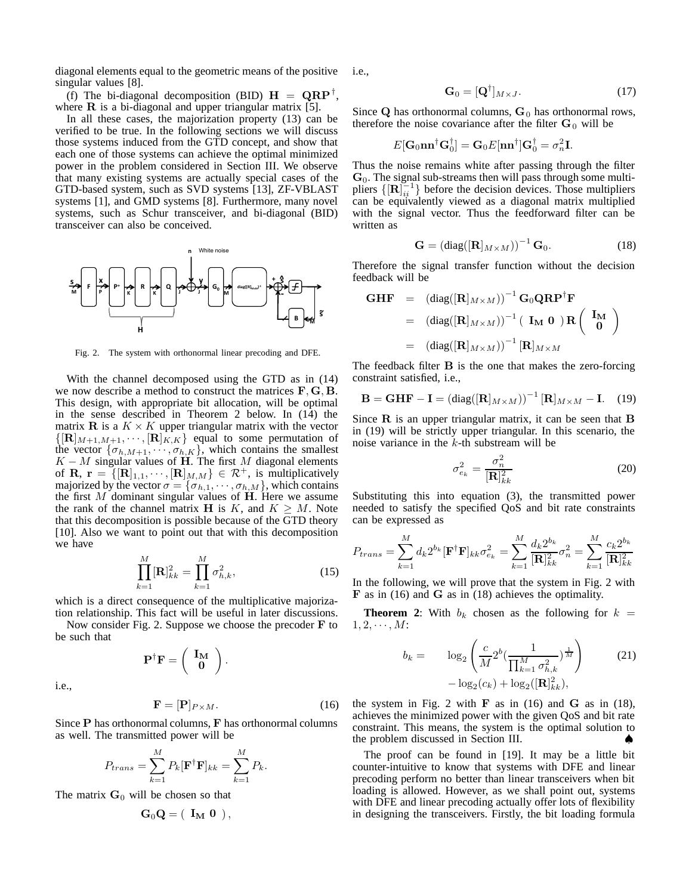diagonal elements equal to the geometric means of the positive singular values [8].

(f) The bi-diagonal decomposition (BID) $\mathbf{H} = \mathbf{QRP}^\dagger$, where $\mathbf{R}$ is a bi-diagonal and upper triangular matrix [5].

In all these cases, the majorization property (13) can be verified to be true. In the following sections we will discuss those systems induced from the GTD concept, and show that each one of those systems can achieve the optimal minimized power in the problem considered in Section III. We observe that many existing systems are actually special cases of the GTD-based system, such as SVD systems [13], ZF-VBLAST systems [1], and GMD systems [8]. Furthermore, many novel systems, such as Schur transceiver, and bi-diagonal (BID) transceiver can also be conceived.

Fig. 2. The system with orthonormal linear precoding and DFE.

With the channel decomposed using the GTD as in (14) we now describe a method to construct the matrices $\mathbf{F}, \mathbf{G}, \mathbf{B}$. This design, with appropriate bit allocation, will be optimal in the sense described in Theorem 2 below. In (14) the matrix $\mathbf{R}$ is a $K \times K$ upper triangular matrix with the vector $\{[\mathbf{R}]_{M+1,M+1}, \cdots, [\mathbf{R}]_{K,K}\}$ equal to some permutation of the vector $\{\sigma_{h,M+1}, \cdots, \sigma_{h,K}\}$, which contains the smallest $K - M$ singular values of $\mathbf{H}$. The first $M$ diagonal elements of $\mathbf{R}$, $\mathbf{r} = \{[\mathbf{R}]_{1,1}, \cdots, [\mathbf{R}]_{M,M}\} \in \mathcal{R}^+$, is multiplicatively majorized by the vector $\sigma = \{\sigma_{h,1}, \cdots, \sigma_{h,M}\}$, which contains the first $M$ dominant singular values of $\mathbf{H}$. Here we assume the rank of the channel matrix $\mathbf{H}$ is $K$, and $K \geq M$. Note that this decomposition is possible because of the GTD theory [10]. Also we want to point out that with this decomposition we have

$$\prod_{k=1}^{M} [\mathbf{R}]_{kk}^2 = \prod_{k=1}^{M} \sigma_{h,k}^2, \tag{15}$$

which is a direct consequence of the multiplicative majorization relationship. This fact will be useful in later discussions.

Now consider Fig. 2. Suppose we choose the precoder $\mathbf{F}$ to be such that

$$\mathbf{P}^\dagger \mathbf{F} = \begin{pmatrix} \mathbf{I_M} \\ \mathbf{0} \end{pmatrix}.$$

i.e.,

$$\mathbf{F} = [\mathbf{P}]_{P \times M}. \tag{16}$$

Since $\mathbf{P}$ has orthonormal columns, $\mathbf{F}$ has orthonormal columns as well. The transmitted power will be

$$P_{trans} = \sum_{k=1}^{M} P_k [\mathbf{F}^\dagger \mathbf{F}]_{kk} = \sum_{k=1}^{M} P_k.$$

The matrix $\mathbf{G}_0$ will be chosen so that

$$\mathbf{G}_0 \mathbf{Q} = \begin{pmatrix} \mathbf{I_M} & \mathbf{0} \end{pmatrix},$$

i.e.,

$$\mathbf{G}_0 = [\mathbf{Q}^\dagger]_{M \times J}. \tag{17}$$

Since $\mathbf{Q}$ has orthonormal columns, $\mathbf{G}_0$ has orthonormal rows, therefore the noise covariance after the filter $\mathbf{G}_0$ will be

$$E[\mathbf{G}_0 \mathbf{n}\mathbf{n}^\dagger \mathbf{G}_0^\dagger] = \mathbf{G}_0 E[\mathbf{n}\mathbf{n}^\dagger] \mathbf{G}_0^\dagger = \sigma_n^2 \mathbf{I}.$$

Thus the noise remains white after passing through the filter $\mathbf{G}_0$. The signal sub-streams then will pass through some multipliers $\{[\mathbf{R}]_{ii}^{-1}\}$ before the decision devices. Those multipliers can be equivalently viewed as a diagonal matrix multiplied with the signal vector. Thus the feedforward filter can be written as

$$\mathbf{G} = \left(\mathrm{diag}([\mathbf{R}]_{M \times M})\right)^{-1} \mathbf{G}_0. \tag{18}$$

Therefore the signal transfer function without the decision feedback will be

$$\begin{aligned}
\mathbf{GHF} &= \left(\mathrm{diag}([\mathbf{R}]_{M \times M})\right)^{-1} \mathbf{G}_0 \mathbf{QRP}^\dagger \mathbf{F} \\
&= \left(\mathrm{diag}([\mathbf{R}]_{M \times M})\right)^{-1} \begin{pmatrix} \mathbf{I_M} & \mathbf{0} \end{pmatrix} \mathbf{R} \begin{pmatrix} \mathbf{I_M} \\ \mathbf{0} \end{pmatrix} \\
&= \left(\mathrm{diag}([\mathbf{R}]_{M \times M})\right)^{-1} [\mathbf{R}]_{M \times M}
\end{aligned}$$

The feedback filter $\mathbf{B}$ is the one that makes the zero-forcing constraint satisfied, i.e.,

$$\mathbf{B} = \mathbf{GHF} - \mathbf{I} = \left(\mathrm{diag}([\mathbf{R}]_{M \times M})\right)^{-1} [\mathbf{R}]_{M \times M} - \mathbf{I}. \tag{19}$$

Since $\mathbf{R}$ is an upper triangular matrix, it can be seen that $\mathbf{B}$ in (19) will be strictly upper triangular. In this scenario, the noise variance in the $k$-th substream will be

$$\sigma_{e_k}^2 = \frac{\sigma_n^2}{[\mathbf{R}]_{kk}^2} \tag{20}$$

Substituting this into equation (3), the transmitted power needed to satisfy the specified QoS and bit rate constraints can be expressed as

$$P_{trans} = \sum_{k=1}^{M} d_k 2^{b_k} [\mathbf{F}^\dagger \mathbf{F}]_{kk} \sigma_{e_k}^2 = \sum_{k=1}^{M} \frac{d_k 2^{b_k}}{[\mathbf{R}]_{kk}^2} \sigma_n^2 = \sum_{k=1}^{M} \frac{c_k 2^{b_k}}{[\mathbf{R}]_{kk}^2}$$

In the following, we will prove that the system in Fig. 2 with $\mathbf{F}$ as in (16) and $\mathbf{G}$ as in (18) achieves the optimality.

**Theorem 2**: With $b_k$ chosen as the following for $k = 1, 2, \cdots, M$:

$$\begin{aligned}
b_k = \quad & \log_2 \left( \frac{c}{M} 2^b \left( \frac{1}{\prod_{k=1}^{M} \sigma_{h,k}^2} \right)^{\frac{1}{M}} \right) \\
& - \log_2(c_k) + \log_2([\mathbf{R}]_{kk}^2),
\end{aligned} \tag{21}$$

the system in Fig. 2 with $\mathbf{F}$ as in (16) and $\mathbf{G}$ as in (18), achieves the minimized power with the given QoS and bit rate constraint. This means, the system is the optimal solution to the problem discussed in Section III. ♠

The proof can be found in [19]. It may be a little bit counter-intuitive to know that systems with DFE and linear precoding perform no better than linear transceivers when bit loading is allowed. However, as we shall point out, systems with DFE and linear precoding actually offer lots of flexibility in designing the transceivers. Firstly, the bit loading formula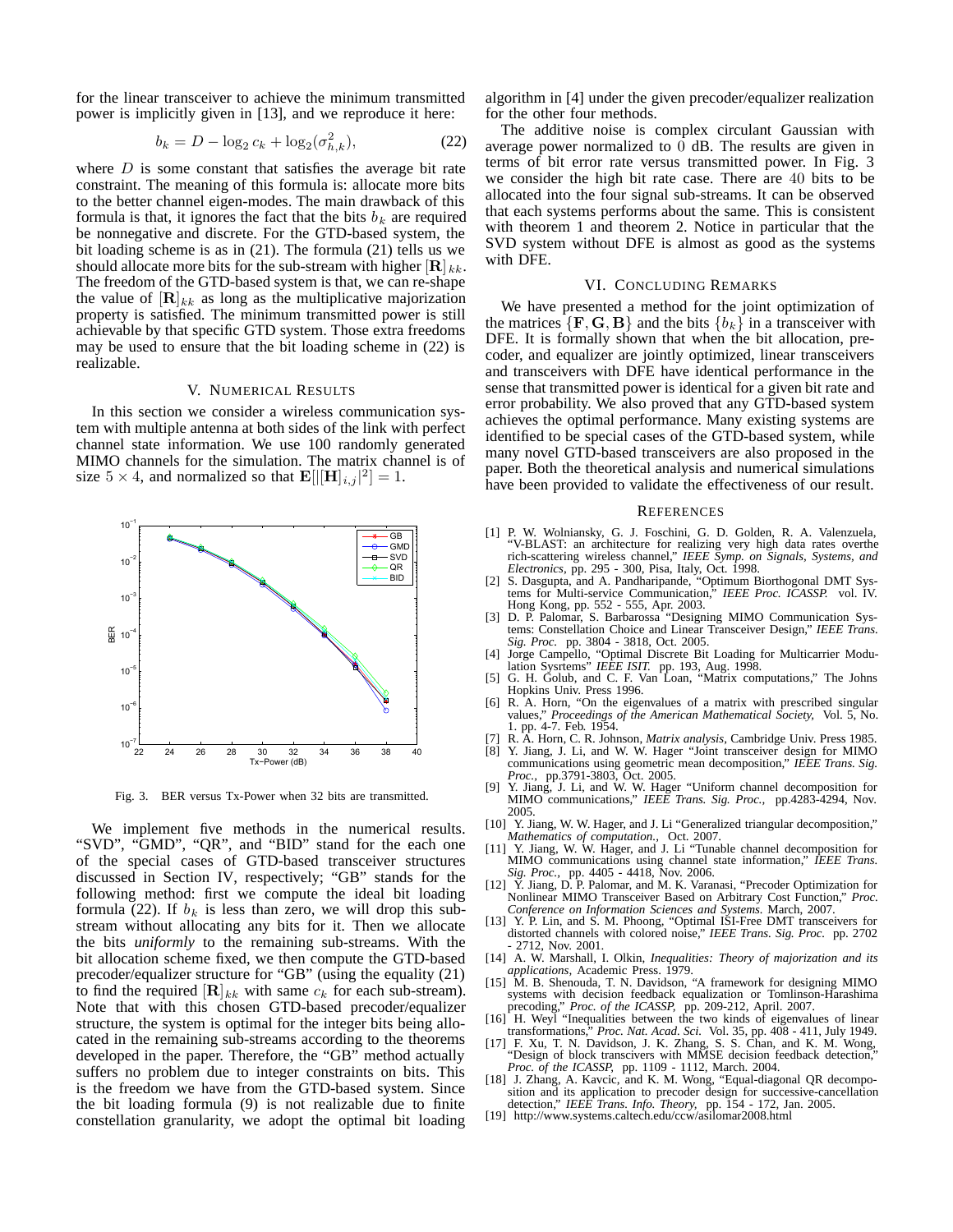for the linear transceiver to achieve the minimum transmitted power is implicitly given in [13], and we reproduce it here:

$$b_k = D - \log_2 c_k + \log_2(\sigma_{h,k}^2), \tag{22}$$

where $D$ is some constant that satisfies the average bit rate constraint. The meaning of this formula is: allocate more bits to the better channel eigen-modes. The main drawback of this formula is that, it ignores the fact that the bits $b_k$ are required be nonnegative and discrete. For the GTD-based system, the bit loading scheme is as in (21). The formula (21) tells us we should allocate more bits for the sub-stream with higher $[\mathbf{R}]_{kk}$. The freedom of the GTD-based system is that, we can re-shape the value of $[\mathbf{R}]_{kk}$ as long as the multiplicative majorization property is satisfied. The minimum transmitted power is still achievable by that specific GTD system. Those extra freedoms may be used to ensure that the bit loading scheme in (22) is realizable.

## V. Numerical Results

In this section we consider a wireless communication system with multiple antenna at both sides of the link with perfect channel state information. We use 100 randomly generated MIMO channels for the simulation. The matrix channel is of size $5 \times 4$, and normalized so that $\mathbf{E}[|[\mathbf{H}]_{i,j}|^2] = 1$.

10^-1
10^-2
10^-3
10^-4
10^-5
10^-6
10^-7
BER
22 24 26 28 30 32 34 36 38 40
Tx−Power (dB)
GB
GMD
SVD
QR
BID

Fig. 3. BER versus Tx-Power when 32 bits are transmitted.

We implement five methods in the numerical results. "SVD", "GMD", "QR", and "BID" stand for the each one of the special cases of GTD-based transceiver structures discussed in Section IV, respectively; "GB" stands for the following method: first we compute the ideal bit loading formula (22). If $b_k$ is less than zero, we will drop this sub-stream without allocating any bits for it. Then we allocate the bits *uniformly* to the remaining sub-streams. With the bit allocation scheme fixed, we then compute the GTD-based precoder/equalizer structure for "GB" (using the equality (21) to find the required $[\mathbf{R}]_{kk}$ with same $c_k$ for each sub-stream). Note that with this chosen GTD-based precoder/equalizer structure, the system is optimal for the integer bits being allocated in the remaining sub-streams according to the theorems developed in the paper. Therefore, the "GB" method actually suffers no problem due to integer constraints on bits. This is the freedom we have from the GTD-based system. Since the bit loading formula (9) is not realizable due to finite constellation granularity, we adopt the optimal bit loading algorithm in [4] under the given precoder/equalizer realization for the other four methods.

The additive noise is complex circulant Gaussian with average power normalized to 0 dB. The results are given in terms of bit error rate versus transmitted power. In Fig. 3 we consider the high bit rate case. There are 40 bits to be allocated into the four signal sub-streams. It can be observed that each systems performs about the same. This is consistent with theorem 1 and theorem 2. Notice in particular that the SVD system without DFE is almost as good as the systems with DFE.

## VI. Concluding Remarks

We have presented a method for the joint optimization of the matrices $\{\mathbf{F}, \mathbf{G}, \mathbf{B}\}$ and the bits $\{b_k\}$ in a transceiver with DFE. It is formally shown that when the bit allocation, precoder, and equalizer are jointly optimized, linear transceivers and transceivers with DFE have identical performance in the sense that transmitted power is identical for a given bit rate and error probability. We also proved that any GTD-based system achieves the optimal performance. Many existing systems are identified to be special cases of the GTD-based system, while many novel GTD-based transceivers are also proposed in the paper. Both the theoretical analysis and numerical simulations have been provided to validate the effectiveness of our result.

## References

[1] P. W. Wolniansky, G. J. Foschini, G. D. Golden, R. A. Valenzuela, "V-BLAST: an architecture for realizing very high data rates overthe rich-scattering wireless channel," *IEEE Symp. on Signals, Systems, and Electronics*, pp. 295 - 300, Pisa, Italy, Oct. 1998.

[2] S. Dasgupta, and A. Pandharipande, "Optimum Biorthogonal DMT Systems for Multi-service Communication," *IEEE Proc. ICASSP.* vol. IV. Hong Kong, pp. 552 - 555, Apr. 2003.

[3] D. P. Palomar, S. Barbarossa "Designing MIMO Communication Systems: Constellation Choice and Linear Transceiver Design," *IEEE Trans. Sig. Proc.* pp. 3804 - 3818, Oct. 2005.

[4] Jorge Campello, "Optimal Discrete Bit Loading for Multicarrier Modulation Sysrtems" *IEEE ISIT.* pp. 193, Aug. 1998.

[5] G. H. Golub, and C. F. Van Loan, "Matrix computations," The Johns Hopkins Univ. Press 1996.

[6] R. A. Horn, "On the eigenvalues of a matrix with prescribed singular values," *Proceedings of the American Mathematical Society,* Vol. 5, No. 1. pp. 4-7. Feb. 1954.

[7] R. A. Horn, C. R. Johnson, *Matrix analysis*, Cambridge Univ. Press 1985.

[8] Y. Jiang, J. Li, and W. W. Hager "Joint transceiver design for MIMO communications using geometric mean decomposition," *IEEE Trans. Sig. Proc.,* pp.3791-3803, Oct. 2005.

[9] Y. Jiang, J. Li, and W. W. Hager "Uniform channel decomposition for MIMO communications," *IEEE Trans. Sig. Proc.,* pp.4283-4294, Nov. 2005.

[10] Y. Jiang, W. W. Hager, and J. Li "Generalized triangular decomposition," *Mathematics of computation.,* Oct. 2007.

[11] Y. Jiang, W. W. Hager, and J. Li "Tunable channel decomposition for MIMO communications using channel state information," *IEEE Trans. Sig. Proc.,* pp. 4405 - 4418, Nov. 2006.

[12] Y. Jiang, D. P. Palomar, and M. K. Varanasi, "Precoder Optimization for Nonlinear MIMO Transceiver Based on Arbitrary Cost Function," *Proc. Conference on Information Sciences and Systems.* March, 2007.

[13] Y. P. Lin, and S. M. Phoong, "Optimal ISI-Free DMT transceivers for distorted channels with colored noise," *IEEE Trans. Sig. Proc.* pp. 2702 - 2712, Nov. 2001.

[14] A. W. Marshall, I. Olkin, *Inequalities: Theory of majorization and its applications,* Academic Press. 1979.

[15] M. B. Shenouda, T. N. Davidson, "A framework for designing MIMO systems with decision feedback equalization or Tomlinson-Harashima precoding," *Proc. of the ICASSP,* pp. 209-212, April. 2007.

[16] H. Weyl "Inequalities between the two kinds of eigenvalues of linear transformations," *Proc. Nat. Acad. Sci.* Vol. 35, pp. 408 - 411, July 1949.

[17] F. Xu, T. N. Davidson, J. K. Zhang, S. S. Chan, and K. M. Wong, "Design of block transcivers with MMSE decision feedback detection," *Proc. of the ICASSP,* pp. 1109 - 1112, March. 2004.

[18] J. Zhang, A. Kavcic, and K. M. Wong, "Equal-diagonal QR decomposition and its application to precoder design for successive-cancellation detection," *IEEE Trans. Info. Theory,* pp. 154 - 172, Jan. 2005.

[19] http://www.systems.caltech.edu/ccw/asilomar2008.html